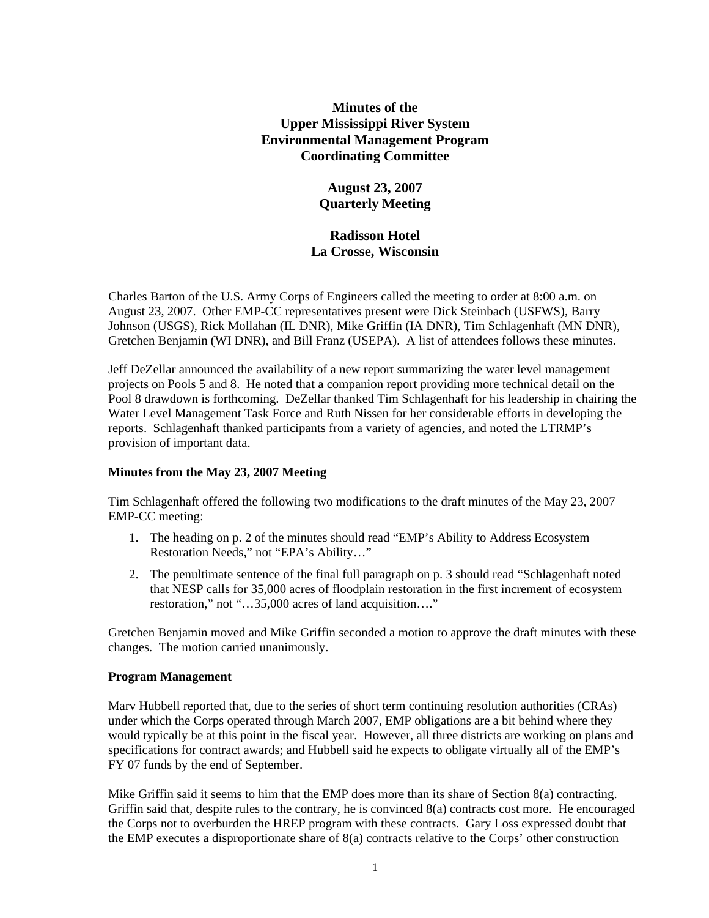# Minutes of the Upper Mississippi River System Environmental Management Program Coordinating Committee

**August 23, 2007**
**Quarterly Meeting**

**Radisson Hotel**
**La Crosse, Wisconsin**

Charles Barton of the U.S. Army Corps of Engineers called the meeting to order at 8:00 a.m. on August 23, 2007. Other EMP-CC representatives present were Dick Steinbach (USFWS), Barry Johnson (USGS), Rick Mollahan (IL DNR), Mike Griffin (IA DNR), Tim Schlagenhaft (MN DNR), Gretchen Benjamin (WI DNR), and Bill Franz (USEPA). A list of attendees follows these minutes.

Jeff DeZellar announced the availability of a new report summarizing the water level management projects on Pools 5 and 8. He noted that a companion report providing more technical detail on the Pool 8 drawdown is forthcoming. DeZellar thanked Tim Schlagenhaft for his leadership in chairing the Water Level Management Task Force and Ruth Nissen for her considerable efforts in developing the reports. Schlagenhaft thanked participants from a variety of agencies, and noted the LTRMP's provision of important data.

## Minutes from the May 23, 2007 Meeting

Tim Schlagenhaft offered the following two modifications to the draft minutes of the May 23, 2007 EMP-CC meeting:

1. The heading on p. 2 of the minutes should read "EMP's Ability to Address Ecosystem Restoration Needs," not "EPA's Ability…"
2. The penultimate sentence of the final full paragraph on p. 3 should read "Schlagenhaft noted that NESP calls for 35,000 acres of floodplain restoration in the first increment of ecosystem restoration," not "…35,000 acres of land acquisition…."

Gretchen Benjamin moved and Mike Griffin seconded a motion to approve the draft minutes with these changes. The motion carried unanimously.

## Program Management

Marv Hubbell reported that, due to the series of short term continuing resolution authorities (CRAs) under which the Corps operated through March 2007, EMP obligations are a bit behind where they would typically be at this point in the fiscal year. However, all three districts are working on plans and specifications for contract awards; and Hubbell said he expects to obligate virtually all of the EMP's FY 07 funds by the end of September.

Mike Griffin said it seems to him that the EMP does more than its share of Section 8(a) contracting. Griffin said that, despite rules to the contrary, he is convinced 8(a) contracts cost more. He encouraged the Corps not to overburden the HREP program with these contracts. Gary Loss expressed doubt that the EMP executes a disproportionate share of 8(a) contracts relative to the Corps' other construction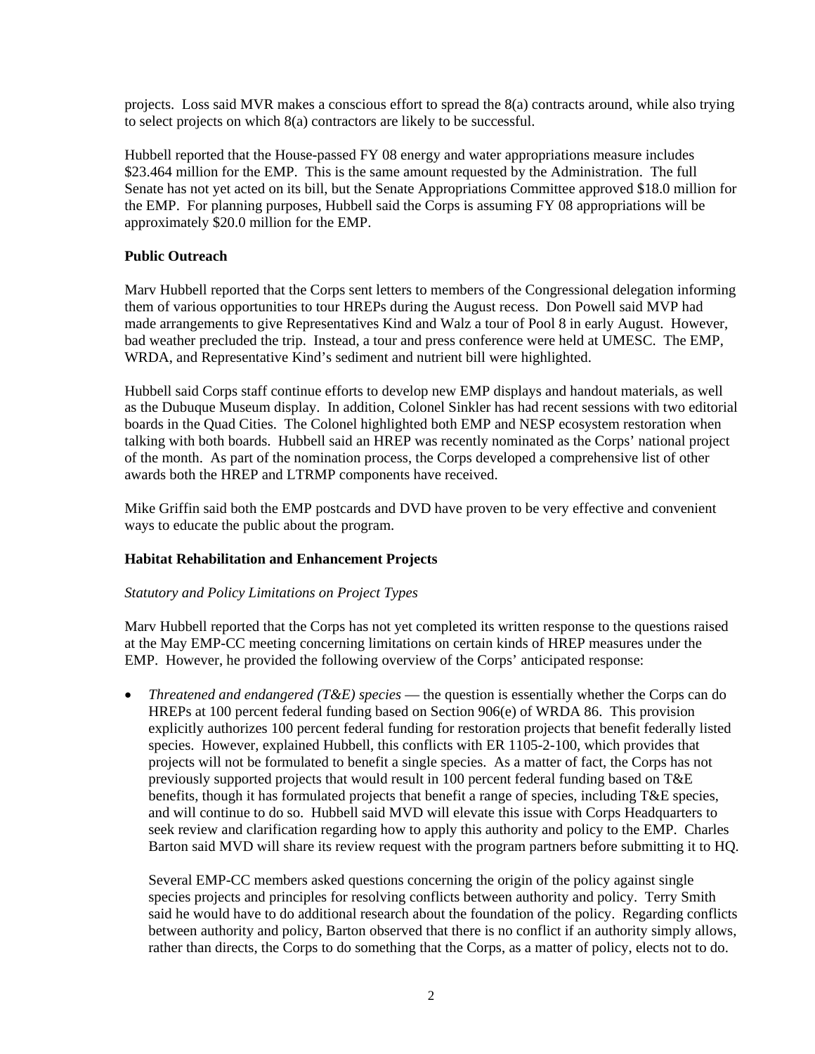projects. Loss said MVR makes a conscious effort to spread the 8(a) contracts around, while also trying to select projects on which 8(a) contractors are likely to be successful.

Hubbell reported that the House-passed FY 08 energy and water appropriations measure includes $23.464 million for the EMP. This is the same amount requested by the Administration. The full Senate has not yet acted on its bill, but the Senate Appropriations Committee approved $18.0 million for the EMP. For planning purposes, Hubbell said the Corps is assuming FY 08 appropriations will be approximately $20.0 million for the EMP.

**Public Outreach**

Marv Hubbell reported that the Corps sent letters to members of the Congressional delegation informing them of various opportunities to tour HREPs during the August recess. Don Powell said MVP had made arrangements to give Representatives Kind and Walz a tour of Pool 8 in early August. However, bad weather precluded the trip. Instead, a tour and press conference were held at UMESC. The EMP, WRDA, and Representative Kind's sediment and nutrient bill were highlighted.

Hubbell said Corps staff continue efforts to develop new EMP displays and handout materials, as well as the Dubuque Museum display. In addition, Colonel Sinkler has had recent sessions with two editorial boards in the Quad Cities. The Colonel highlighted both EMP and NESP ecosystem restoration when talking with both boards. Hubbell said an HREP was recently nominated as the Corps' national project of the month. As part of the nomination process, the Corps developed a comprehensive list of other awards both the HREP and LTRMP components have received.

Mike Griffin said both the EMP postcards and DVD have proven to be very effective and convenient ways to educate the public about the program.

**Habitat Rehabilitation and Enhancement Projects**

*Statutory and Policy Limitations on Project Types*

Marv Hubbell reported that the Corps has not yet completed its written response to the questions raised at the May EMP-CC meeting concerning limitations on certain kinds of HREP measures under the EMP. However, he provided the following overview of the Corps' anticipated response:

- *Threatened and endangered (T&E) species* — the question is essentially whether the Corps can do HREPs at 100 percent federal funding based on Section 906(e) of WRDA 86. This provision explicitly authorizes 100 percent federal funding for restoration projects that benefit federally listed species. However, explained Hubbell, this conflicts with ER 1105-2-100, which provides that projects will not be formulated to benefit a single species. As a matter of fact, the Corps has not previously supported projects that would result in 100 percent federal funding based on T&E benefits, though it has formulated projects that benefit a range of species, including T&E species, and will continue to do so. Hubbell said MVD will elevate this issue with Corps Headquarters to seek review and clarification regarding how to apply this authority and policy to the EMP. Charles Barton said MVD will share its review request with the program partners before submitting it to HQ.

  Several EMP-CC members asked questions concerning the origin of the policy against single species projects and principles for resolving conflicts between authority and policy. Terry Smith said he would have to do additional research about the foundation of the policy. Regarding conflicts between authority and policy, Barton observed that there is no conflict if an authority simply allows, rather than directs, the Corps to do something that the Corps, as a matter of policy, elects not to do.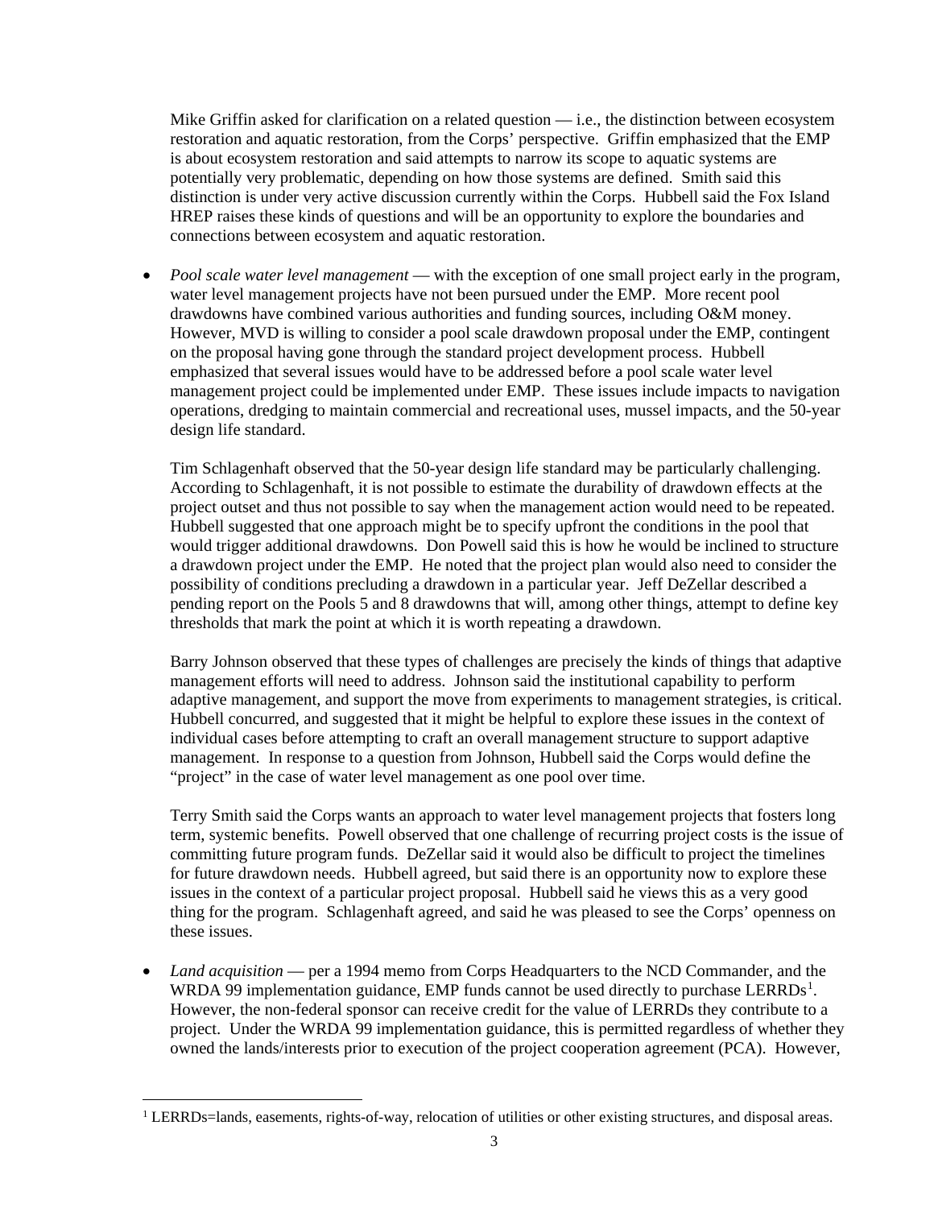Mike Griffin asked for clarification on a related question — i.e., the distinction between ecosystem restoration and aquatic restoration, from the Corps' perspective. Griffin emphasized that the EMP is about ecosystem restoration and said attempts to narrow its scope to aquatic systems are potentially very problematic, depending on how those systems are defined. Smith said this distinction is under very active discussion currently within the Corps. Hubbell said the Fox Island HREP raises these kinds of questions and will be an opportunity to explore the boundaries and connections between ecosystem and aquatic restoration.

- *Pool scale water level management* — with the exception of one small project early in the program, water level management projects have not been pursued under the EMP. More recent pool drawdowns have combined various authorities and funding sources, including O&M money. However, MVD is willing to consider a pool scale drawdown proposal under the EMP, contingent on the proposal having gone through the standard project development process. Hubbell emphasized that several issues would have to be addressed before a pool scale water level management project could be implemented under EMP. These issues include impacts to navigation operations, dredging to maintain commercial and recreational uses, mussel impacts, and the 50-year design life standard.

  Tim Schlagenhaft observed that the 50-year design life standard may be particularly challenging. According to Schlagenhaft, it is not possible to estimate the durability of drawdown effects at the project outset and thus not possible to say when the management action would need to be repeated. Hubbell suggested that one approach might be to specify upfront the conditions in the pool that would trigger additional drawdowns. Don Powell said this is how he would be inclined to structure a drawdown project under the EMP. He noted that the project plan would also need to consider the possibility of conditions precluding a drawdown in a particular year. Jeff DeZellar described a pending report on the Pools 5 and 8 drawdowns that will, among other things, attempt to define key thresholds that mark the point at which it is worth repeating a drawdown.

  Barry Johnson observed that these types of challenges are precisely the kinds of things that adaptive management efforts will need to address. Johnson said the institutional capability to perform adaptive management, and support the move from experiments to management strategies, is critical. Hubbell concurred, and suggested that it might be helpful to explore these issues in the context of individual cases before attempting to craft an overall management structure to support adaptive management. In response to a question from Johnson, Hubbell said the Corps would define the "project" in the case of water level management as one pool over time.

  Terry Smith said the Corps wants an approach to water level management projects that fosters long term, systemic benefits. Powell observed that one challenge of recurring project costs is the issue of committing future program funds. DeZellar said it would also be difficult to project the timelines for future drawdown needs. Hubbell agreed, but said there is an opportunity now to explore these issues in the context of a particular project proposal. Hubbell said he views this as a very good thing for the program. Schlagenhaft agreed, and said he was pleased to see the Corps' openness on these issues.

- *Land acquisition* — per a 1994 memo from Corps Headquarters to the NCD Commander, and the WRDA 99 implementation guidance, EMP funds cannot be used directly to purchase LERRDs[1]. However, the non-federal sponsor can receive credit for the value of LERRDs they contribute to a project. Under the WRDA 99 implementation guidance, this is permitted regardless of whether they owned the lands/interests prior to execution of the project cooperation agreement (PCA). However,

[1] LERRDs=lands, easements, rights-of-way, relocation of utilities or other existing structures, and disposal areas.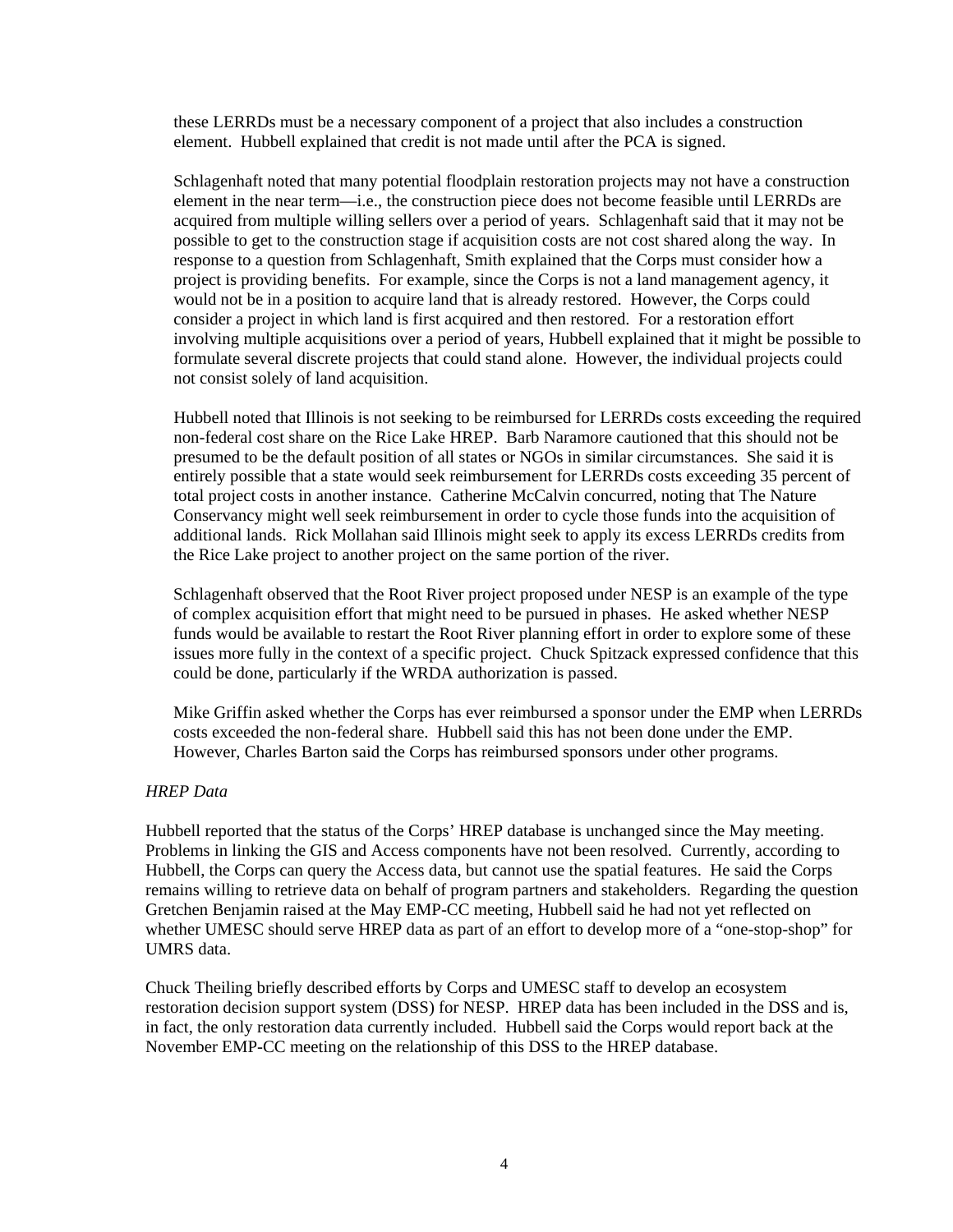these LERRDs must be a necessary component of a project that also includes a construction element. Hubbell explained that credit is not made until after the PCA is signed.

Schlagenhaft noted that many potential floodplain restoration projects may not have a construction element in the near term—i.e., the construction piece does not become feasible until LERRDs are acquired from multiple willing sellers over a period of years. Schlagenhaft said that it may not be possible to get to the construction stage if acquisition costs are not cost shared along the way. In response to a question from Schlagenhaft, Smith explained that the Corps must consider how a project is providing benefits. For example, since the Corps is not a land management agency, it would not be in a position to acquire land that is already restored. However, the Corps could consider a project in which land is first acquired and then restored. For a restoration effort involving multiple acquisitions over a period of years, Hubbell explained that it might be possible to formulate several discrete projects that could stand alone. However, the individual projects could not consist solely of land acquisition.

Hubbell noted that Illinois is not seeking to be reimbursed for LERRDs costs exceeding the required non-federal cost share on the Rice Lake HREP. Barb Naramore cautioned that this should not be presumed to be the default position of all states or NGOs in similar circumstances. She said it is entirely possible that a state would seek reimbursement for LERRDs costs exceeding 35 percent of total project costs in another instance. Catherine McCalvin concurred, noting that The Nature Conservancy might well seek reimbursement in order to cycle those funds into the acquisition of additional lands. Rick Mollahan said Illinois might seek to apply its excess LERRDs credits from the Rice Lake project to another project on the same portion of the river.

Schlagenhaft observed that the Root River project proposed under NESP is an example of the type of complex acquisition effort that might need to be pursued in phases. He asked whether NESP funds would be available to restart the Root River planning effort in order to explore some of these issues more fully in the context of a specific project. Chuck Spitzack expressed confidence that this could be done, particularly if the WRDA authorization is passed.

Mike Griffin asked whether the Corps has ever reimbursed a sponsor under the EMP when LERRDs costs exceeded the non-federal share. Hubbell said this has not been done under the EMP. However, Charles Barton said the Corps has reimbursed sponsors under other programs.

*HREP Data*

Hubbell reported that the status of the Corps' HREP database is unchanged since the May meeting. Problems in linking the GIS and Access components have not been resolved. Currently, according to Hubbell, the Corps can query the Access data, but cannot use the spatial features. He said the Corps remains willing to retrieve data on behalf of program partners and stakeholders. Regarding the question Gretchen Benjamin raised at the May EMP-CC meeting, Hubbell said he had not yet reflected on whether UMESC should serve HREP data as part of an effort to develop more of a "one-stop-shop" for UMRS data.

Chuck Theiling briefly described efforts by Corps and UMESC staff to develop an ecosystem restoration decision support system (DSS) for NESP. HREP data has been included in the DSS and is, in fact, the only restoration data currently included. Hubbell said the Corps would report back at the November EMP-CC meeting on the relationship of this DSS to the HREP database.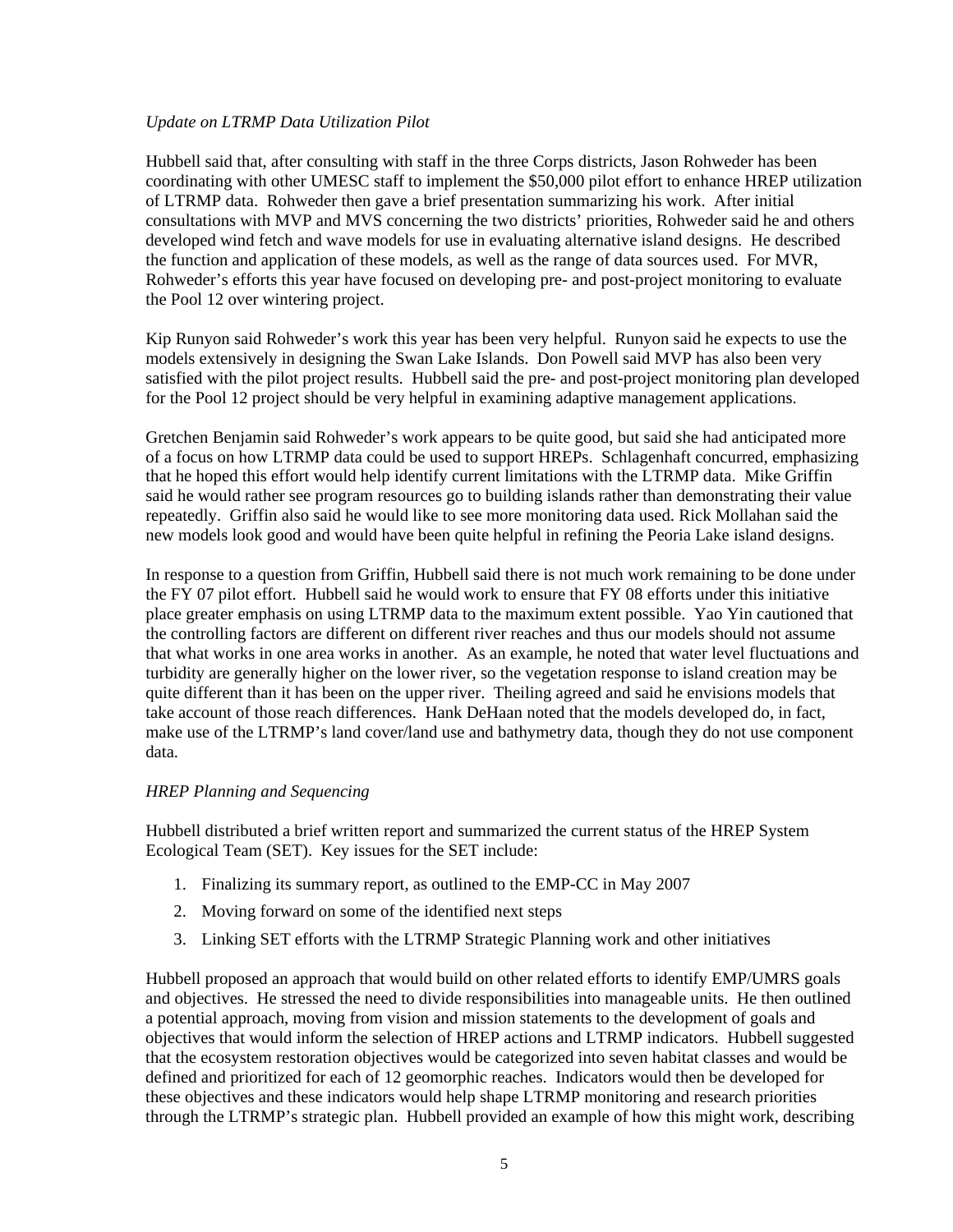*Update on LTRMP Data Utilization Pilot*

Hubbell said that, after consulting with staff in the three Corps districts, Jason Rohweder has been coordinating with other UMESC staff to implement the $50,000 pilot effort to enhance HREP utilization of LTRMP data. Rohweder then gave a brief presentation summarizing his work. After initial consultations with MVP and MVS concerning the two districts' priorities, Rohweder said he and others developed wind fetch and wave models for use in evaluating alternative island designs. He described the function and application of these models, as well as the range of data sources used. For MVR, Rohweder's efforts this year have focused on developing pre- and post-project monitoring to evaluate the Pool 12 over wintering project.

Kip Runyon said Rohweder's work this year has been very helpful. Runyon said he expects to use the models extensively in designing the Swan Lake Islands. Don Powell said MVP has also been very satisfied with the pilot project results. Hubbell said the pre- and post-project monitoring plan developed for the Pool 12 project should be very helpful in examining adaptive management applications.

Gretchen Benjamin said Rohweder's work appears to be quite good, but said she had anticipated more of a focus on how LTRMP data could be used to support HREPs. Schlagenhaft concurred, emphasizing that he hoped this effort would help identify current limitations with the LTRMP data. Mike Griffin said he would rather see program resources go to building islands rather than demonstrating their value repeatedly. Griffin also said he would like to see more monitoring data used. Rick Mollahan said the new models look good and would have been quite helpful in refining the Peoria Lake island designs.

In response to a question from Griffin, Hubbell said there is not much work remaining to be done under the FY 07 pilot effort. Hubbell said he would work to ensure that FY 08 efforts under this initiative place greater emphasis on using LTRMP data to the maximum extent possible. Yao Yin cautioned that the controlling factors are different on different river reaches and thus our models should not assume that what works in one area works in another. As an example, he noted that water level fluctuations and turbidity are generally higher on the lower river, so the vegetation response to island creation may be quite different than it has been on the upper river. Theiling agreed and said he envisions models that take account of those reach differences. Hank DeHaan noted that the models developed do, in fact, make use of the LTRMP's land cover/land use and bathymetry data, though they do not use component data.

*HREP Planning and Sequencing*

Hubbell distributed a brief written report and summarized the current status of the HREP System Ecological Team (SET). Key issues for the SET include:

1. Finalizing its summary report, as outlined to the EMP-CC in May 2007
2. Moving forward on some of the identified next steps
3. Linking SET efforts with the LTRMP Strategic Planning work and other initiatives

Hubbell proposed an approach that would build on other related efforts to identify EMP/UMRS goals and objectives. He stressed the need to divide responsibilities into manageable units. He then outlined a potential approach, moving from vision and mission statements to the development of goals and objectives that would inform the selection of HREP actions and LTRMP indicators. Hubbell suggested that the ecosystem restoration objectives would be categorized into seven habitat classes and would be defined and prioritized for each of 12 geomorphic reaches. Indicators would then be developed for these objectives and these indicators would help shape LTRMP monitoring and research priorities through the LTRMP's strategic plan. Hubbell provided an example of how this might work, describing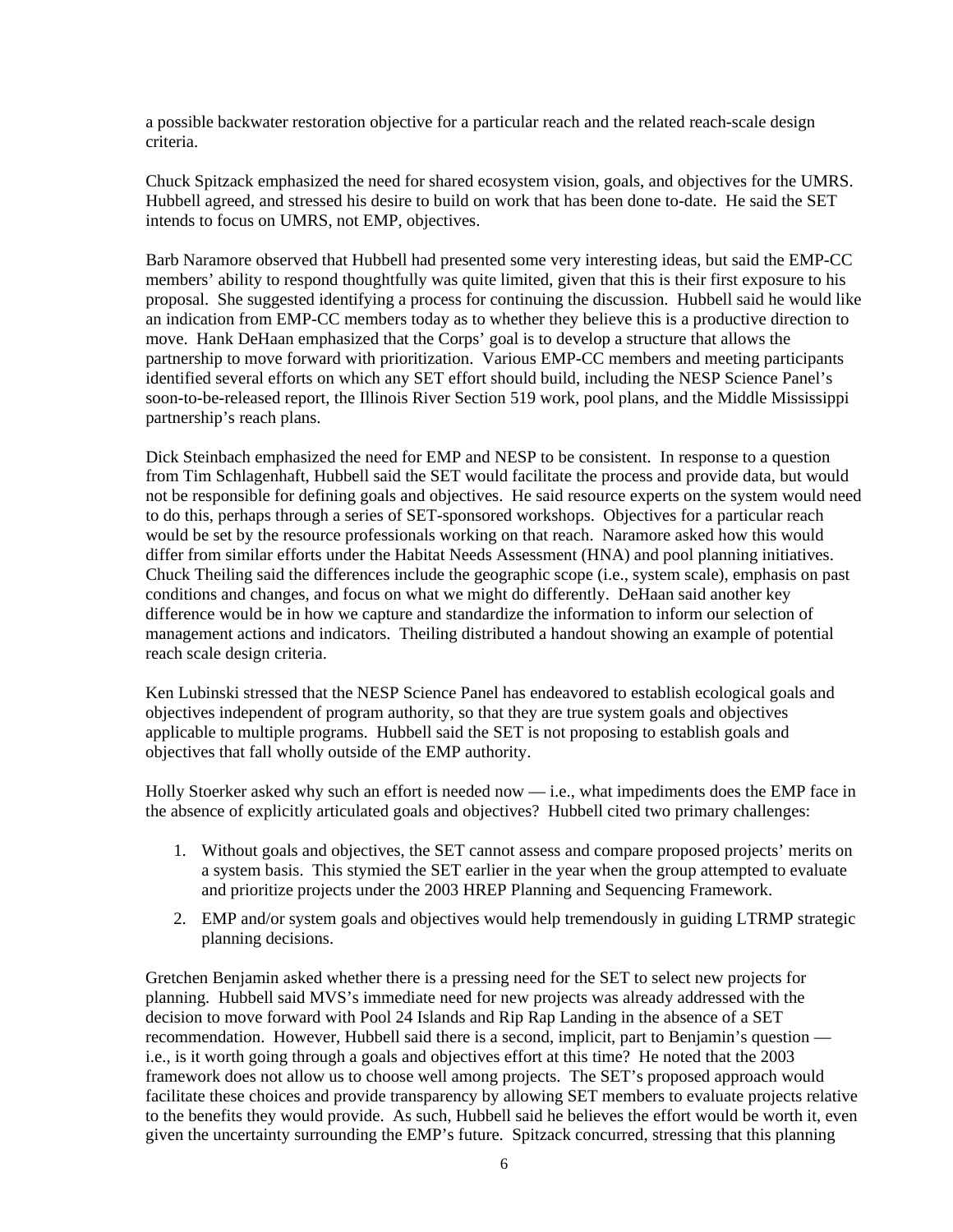a possible backwater restoration objective for a particular reach and the related reach-scale design criteria.

Chuck Spitzack emphasized the need for shared ecosystem vision, goals, and objectives for the UMRS. Hubbell agreed, and stressed his desire to build on work that has been done to-date. He said the SET intends to focus on UMRS, not EMP, objectives.

Barb Naramore observed that Hubbell had presented some very interesting ideas, but said the EMP-CC members' ability to respond thoughtfully was quite limited, given that this is their first exposure to his proposal. She suggested identifying a process for continuing the discussion. Hubbell said he would like an indication from EMP-CC members today as to whether they believe this is a productive direction to move. Hank DeHaan emphasized that the Corps' goal is to develop a structure that allows the partnership to move forward with prioritization. Various EMP-CC members and meeting participants identified several efforts on which any SET effort should build, including the NESP Science Panel's soon-to-be-released report, the Illinois River Section 519 work, pool plans, and the Middle Mississippi partnership's reach plans.

Dick Steinbach emphasized the need for EMP and NESP to be consistent. In response to a question from Tim Schlagenhaft, Hubbell said the SET would facilitate the process and provide data, but would not be responsible for defining goals and objectives. He said resource experts on the system would need to do this, perhaps through a series of SET-sponsored workshops. Objectives for a particular reach would be set by the resource professionals working on that reach. Naramore asked how this would differ from similar efforts under the Habitat Needs Assessment (HNA) and pool planning initiatives. Chuck Theiling said the differences include the geographic scope (i.e., system scale), emphasis on past conditions and changes, and focus on what we might do differently. DeHaan said another key difference would be in how we capture and standardize the information to inform our selection of management actions and indicators. Theiling distributed a handout showing an example of potential reach scale design criteria.

Ken Lubinski stressed that the NESP Science Panel has endeavored to establish ecological goals and objectives independent of program authority, so that they are true system goals and objectives applicable to multiple programs. Hubbell said the SET is not proposing to establish goals and objectives that fall wholly outside of the EMP authority.

Holly Stoerker asked why such an effort is needed now — i.e., what impediments does the EMP face in the absence of explicitly articulated goals and objectives? Hubbell cited two primary challenges:

1. Without goals and objectives, the SET cannot assess and compare proposed projects' merits on a system basis. This stymied the SET earlier in the year when the group attempted to evaluate and prioritize projects under the 2003 HREP Planning and Sequencing Framework.
2. EMP and/or system goals and objectives would help tremendously in guiding LTRMP strategic planning decisions.

Gretchen Benjamin asked whether there is a pressing need for the SET to select new projects for planning. Hubbell said MVS's immediate need for new projects was already addressed with the decision to move forward with Pool 24 Islands and Rip Rap Landing in the absence of a SET recommendation. However, Hubbell said there is a second, implicit, part to Benjamin's question — i.e., is it worth going through a goals and objectives effort at this time? He noted that the 2003 framework does not allow us to choose well among projects. The SET's proposed approach would facilitate these choices and provide transparency by allowing SET members to evaluate projects relative to the benefits they would provide. As such, Hubbell said he believes the effort would be worth it, even given the uncertainty surrounding the EMP's future. Spitzack concurred, stressing that this planning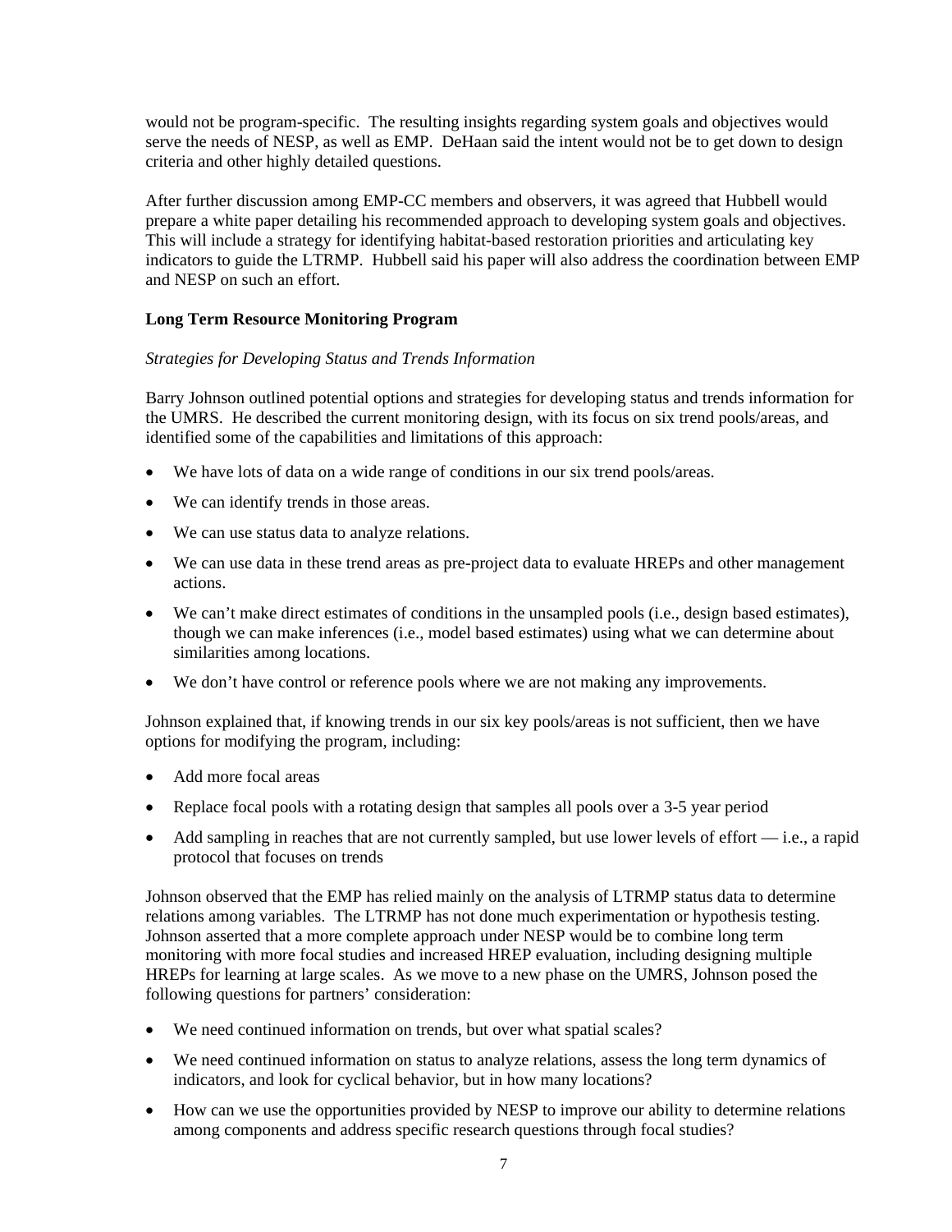would not be program-specific. The resulting insights regarding system goals and objectives would serve the needs of NESP, as well as EMP. DeHaan said the intent would not be to get down to design criteria and other highly detailed questions.

After further discussion among EMP-CC members and observers, it was agreed that Hubbell would prepare a white paper detailing his recommended approach to developing system goals and objectives. This will include a strategy for identifying habitat-based restoration priorities and articulating key indicators to guide the LTRMP. Hubbell said his paper will also address the coordination between EMP and NESP on such an effort.

**Long Term Resource Monitoring Program**

*Strategies for Developing Status and Trends Information*

Barry Johnson outlined potential options and strategies for developing status and trends information for the UMRS. He described the current monitoring design, with its focus on six trend pools/areas, and identified some of the capabilities and limitations of this approach:

- We have lots of data on a wide range of conditions in our six trend pools/areas.
- We can identify trends in those areas.
- We can use status data to analyze relations.
- We can use data in these trend areas as pre-project data to evaluate HREPs and other management actions.
- We can't make direct estimates of conditions in the unsampled pools (i.e., design based estimates), though we can make inferences (i.e., model based estimates) using what we can determine about similarities among locations.
- We don't have control or reference pools where we are not making any improvements.

Johnson explained that, if knowing trends in our six key pools/areas is not sufficient, then we have options for modifying the program, including:

- Add more focal areas
- Replace focal pools with a rotating design that samples all pools over a 3-5 year period
- Add sampling in reaches that are not currently sampled, but use lower levels of effort — i.e., a rapid protocol that focuses on trends

Johnson observed that the EMP has relied mainly on the analysis of LTRMP status data to determine relations among variables. The LTRMP has not done much experimentation or hypothesis testing. Johnson asserted that a more complete approach under NESP would be to combine long term monitoring with more focal studies and increased HREP evaluation, including designing multiple HREPs for learning at large scales. As we move to a new phase on the UMRS, Johnson posed the following questions for partners' consideration:

- We need continued information on trends, but over what spatial scales?
- We need continued information on status to analyze relations, assess the long term dynamics of indicators, and look for cyclical behavior, but in how many locations?
- How can we use the opportunities provided by NESP to improve our ability to determine relations among components and address specific research questions through focal studies?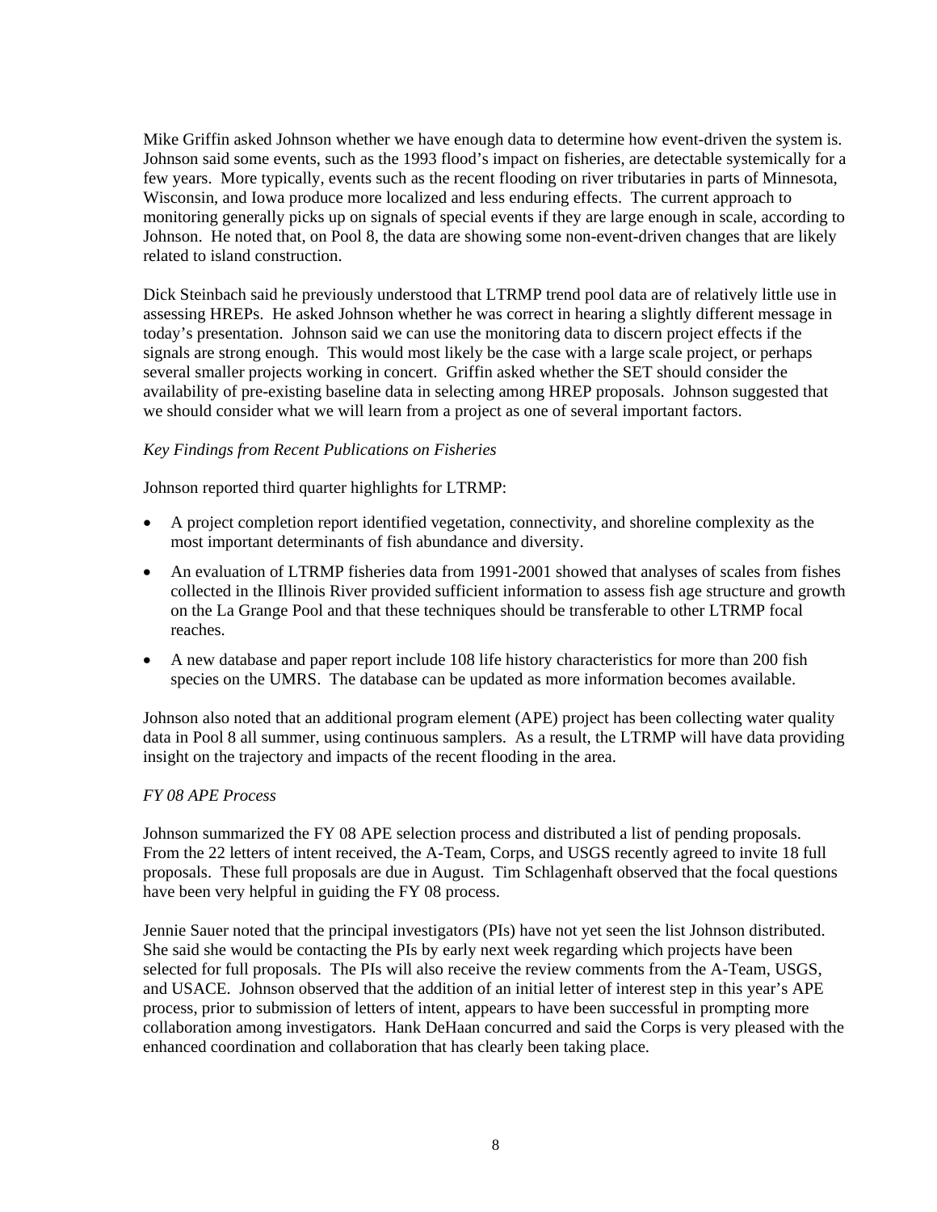Mike Griffin asked Johnson whether we have enough data to determine how event-driven the system is. Johnson said some events, such as the 1993 flood's impact on fisheries, are detectable systemically for a few years. More typically, events such as the recent flooding on river tributaries in parts of Minnesota, Wisconsin, and Iowa produce more localized and less enduring effects. The current approach to monitoring generally picks up on signals of special events if they are large enough in scale, according to Johnson. He noted that, on Pool 8, the data are showing some non-event-driven changes that are likely related to island construction.

Dick Steinbach said he previously understood that LTRMP trend pool data are of relatively little use in assessing HREPs. He asked Johnson whether he was correct in hearing a slightly different message in today's presentation. Johnson said we can use the monitoring data to discern project effects if the signals are strong enough. This would most likely be the case with a large scale project, or perhaps several smaller projects working in concert. Griffin asked whether the SET should consider the availability of pre-existing baseline data in selecting among HREP proposals. Johnson suggested that we should consider what we will learn from a project as one of several important factors.

*Key Findings from Recent Publications on Fisheries*

Johnson reported third quarter highlights for LTRMP:

- A project completion report identified vegetation, connectivity, and shoreline complexity as the most important determinants of fish abundance and diversity.
- An evaluation of LTRMP fisheries data from 1991-2001 showed that analyses of scales from fishes collected in the Illinois River provided sufficient information to assess fish age structure and growth on the La Grange Pool and that these techniques should be transferable to other LTRMP focal reaches.
- A new database and paper report include 108 life history characteristics for more than 200 fish species on the UMRS. The database can be updated as more information becomes available.

Johnson also noted that an additional program element (APE) project has been collecting water quality data in Pool 8 all summer, using continuous samplers. As a result, the LTRMP will have data providing insight on the trajectory and impacts of the recent flooding in the area.

*FY 08 APE Process*

Johnson summarized the FY 08 APE selection process and distributed a list of pending proposals. From the 22 letters of intent received, the A-Team, Corps, and USGS recently agreed to invite 18 full proposals. These full proposals are due in August. Tim Schlagenhaft observed that the focal questions have been very helpful in guiding the FY 08 process.

Jennie Sauer noted that the principal investigators (PIs) have not yet seen the list Johnson distributed. She said she would be contacting the PIs by early next week regarding which projects have been selected for full proposals. The PIs will also receive the review comments from the A-Team, USGS, and USACE. Johnson observed that the addition of an initial letter of interest step in this year's APE process, prior to submission of letters of intent, appears to have been successful in prompting more collaboration among investigators. Hank DeHaan concurred and said the Corps is very pleased with the enhanced coordination and collaboration that has clearly been taking place.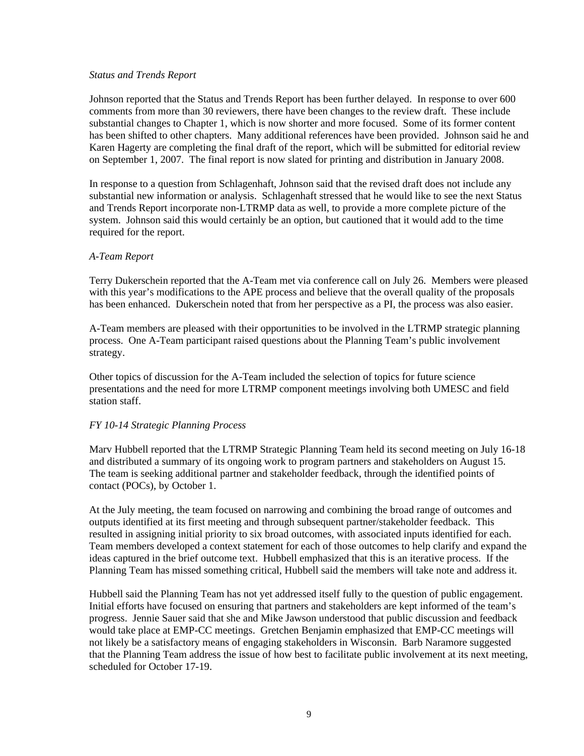*Status and Trends Report*

Johnson reported that the Status and Trends Report has been further delayed. In response to over 600 comments from more than 30 reviewers, there have been changes to the review draft. These include substantial changes to Chapter 1, which is now shorter and more focused. Some of its former content has been shifted to other chapters. Many additional references have been provided. Johnson said he and Karen Hagerty are completing the final draft of the report, which will be submitted for editorial review on September 1, 2007. The final report is now slated for printing and distribution in January 2008.

In response to a question from Schlagenhaft, Johnson said that the revised draft does not include any substantial new information or analysis. Schlagenhaft stressed that he would like to see the next Status and Trends Report incorporate non-LTRMP data as well, to provide a more complete picture of the system. Johnson said this would certainly be an option, but cautioned that it would add to the time required for the report.

*A-Team Report*

Terry Dukerschein reported that the A-Team met via conference call on July 26. Members were pleased with this year's modifications to the APE process and believe that the overall quality of the proposals has been enhanced. Dukerschein noted that from her perspective as a PI, the process was also easier.

A-Team members are pleased with their opportunities to be involved in the LTRMP strategic planning process. One A-Team participant raised questions about the Planning Team's public involvement strategy.

Other topics of discussion for the A-Team included the selection of topics for future science presentations and the need for more LTRMP component meetings involving both UMESC and field station staff.

*FY 10-14 Strategic Planning Process*

Marv Hubbell reported that the LTRMP Strategic Planning Team held its second meeting on July 16-18 and distributed a summary of its ongoing work to program partners and stakeholders on August 15. The team is seeking additional partner and stakeholder feedback, through the identified points of contact (POCs), by October 1.

At the July meeting, the team focused on narrowing and combining the broad range of outcomes and outputs identified at its first meeting and through subsequent partner/stakeholder feedback. This resulted in assigning initial priority to six broad outcomes, with associated inputs identified for each. Team members developed a context statement for each of those outcomes to help clarify and expand the ideas captured in the brief outcome text. Hubbell emphasized that this is an iterative process. If the Planning Team has missed something critical, Hubbell said the members will take note and address it.

Hubbell said the Planning Team has not yet addressed itself fully to the question of public engagement. Initial efforts have focused on ensuring that partners and stakeholders are kept informed of the team's progress. Jennie Sauer said that she and Mike Jawson understood that public discussion and feedback would take place at EMP-CC meetings. Gretchen Benjamin emphasized that EMP-CC meetings will not likely be a satisfactory means of engaging stakeholders in Wisconsin. Barb Naramore suggested that the Planning Team address the issue of how best to facilitate public involvement at its next meeting, scheduled for October 17-19.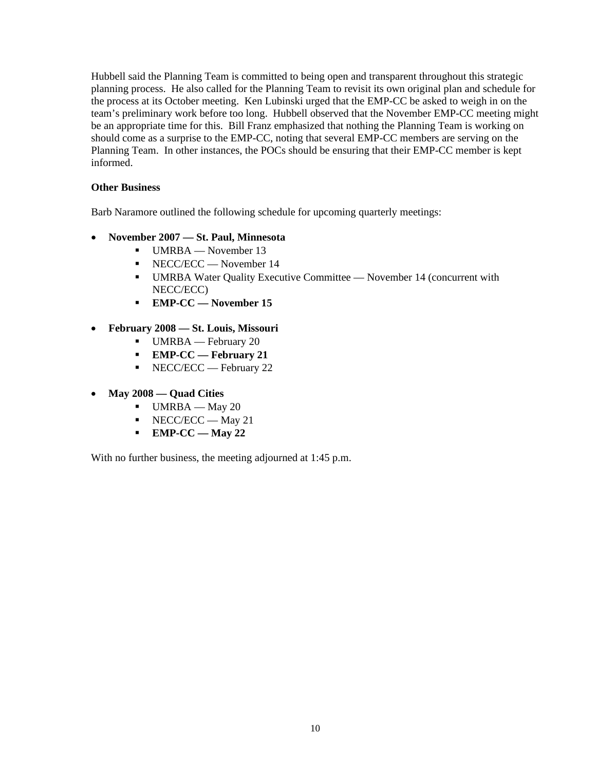Hubbell said the Planning Team is committed to being open and transparent throughout this strategic planning process. He also called for the Planning Team to revisit its own original plan and schedule for the process at its October meeting. Ken Lubinski urged that the EMP-CC be asked to weigh in on the team's preliminary work before too long. Hubbell observed that the November EMP-CC meeting might be an appropriate time for this. Bill Franz emphasized that nothing the Planning Team is working on should come as a surprise to the EMP-CC, noting that several EMP-CC members are serving on the Planning Team. In other instances, the POCs should be ensuring that their EMP-CC member is kept informed.

**Other Business**

Barb Naramore outlined the following schedule for upcoming quarterly meetings:

- **November 2007 — St. Paul, Minnesota**
  - UMRBA — November 13
  - NECC/ECC — November 14
  - UMRBA Water Quality Executive Committee — November 14 (concurrent with NECC/ECC)
  - **EMP-CC — November 15**

- **February 2008 — St. Louis, Missouri**
  - UMRBA — February 20
  - **EMP-CC — February 21**
  - NECC/ECC — February 22

- **May 2008 — Quad Cities**
  - UMRBA — May 20
  - NECC/ECC — May 21
  - **EMP-CC — May 22**

With no further business, the meeting adjourned at 1:45 p.m.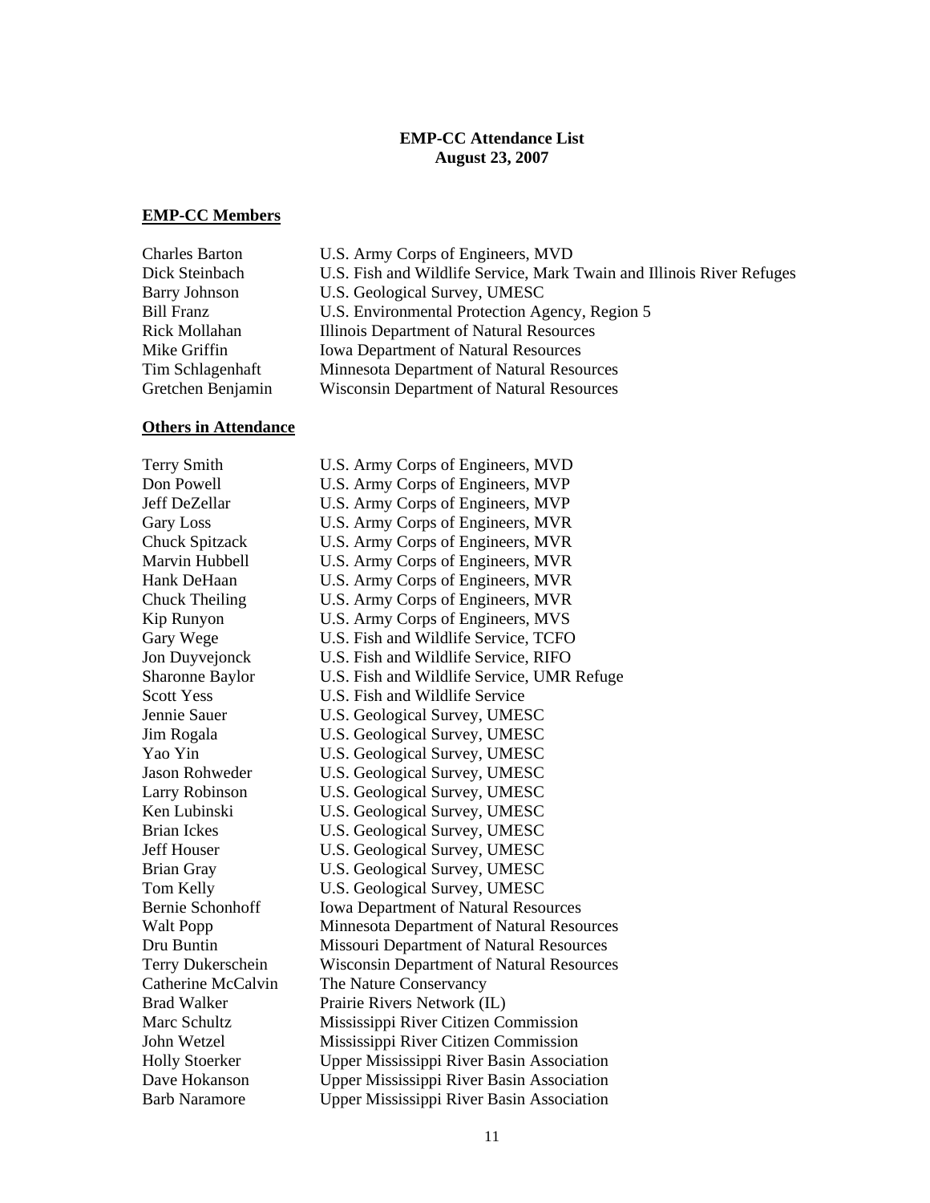**EMP-CC Attendance List**
**August 23, 2007**

**EMP-CC Members**

| | |
|---|---|
| Charles Barton | U.S. Army Corps of Engineers, MVD |
| Dick Steinbach | U.S. Fish and Wildlife Service, Mark Twain and Illinois River Refuges |
| Barry Johnson | U.S. Geological Survey, UMESC |
| Bill Franz | U.S. Environmental Protection Agency, Region 5 |
| Rick Mollahan | Illinois Department of Natural Resources |
| Mike Griffin | Iowa Department of Natural Resources |
| Tim Schlagenhaft | Minnesota Department of Natural Resources |
| Gretchen Benjamin | Wisconsin Department of Natural Resources |

**Others in Attendance**

| | |
|---|---|
| Terry Smith | U.S. Army Corps of Engineers, MVD |
| Don Powell | U.S. Army Corps of Engineers, MVP |
| Jeff DeZellar | U.S. Army Corps of Engineers, MVP |
| Gary Loss | U.S. Army Corps of Engineers, MVR |
| Chuck Spitzack | U.S. Army Corps of Engineers, MVR |
| Marvin Hubbell | U.S. Army Corps of Engineers, MVR |
| Hank DeHaan | U.S. Army Corps of Engineers, MVR |
| Chuck Theiling | U.S. Army Corps of Engineers, MVR |
| Kip Runyon | U.S. Army Corps of Engineers, MVS |
| Gary Wege | U.S. Fish and Wildlife Service, TCFO |
| Jon Duyvejonck | U.S. Fish and Wildlife Service, RIFO |
| Sharonne Baylor | U.S. Fish and Wildlife Service, UMR Refuge |
| Scott Yess | U.S. Fish and Wildlife Service |
| Jennie Sauer | U.S. Geological Survey, UMESC |
| Jim Rogala | U.S. Geological Survey, UMESC |
| Yao Yin | U.S. Geological Survey, UMESC |
| Jason Rohweder | U.S. Geological Survey, UMESC |
| Larry Robinson | U.S. Geological Survey, UMESC |
| Ken Lubinski | U.S. Geological Survey, UMESC |
| Brian Ickes | U.S. Geological Survey, UMESC |
| Jeff Houser | U.S. Geological Survey, UMESC |
| Brian Gray | U.S. Geological Survey, UMESC |
| Tom Kelly | U.S. Geological Survey, UMESC |
| Bernie Schonhoff | Iowa Department of Natural Resources |
| Walt Popp | Minnesota Department of Natural Resources |
| Dru Buntin | Missouri Department of Natural Resources |
| Terry Dukerschein | Wisconsin Department of Natural Resources |
| Catherine McCalvin | The Nature Conservancy |
| Brad Walker | Prairie Rivers Network (IL) |
| Marc Schultz | Mississippi River Citizen Commission |
| John Wetzel | Mississippi River Citizen Commission |
| Holly Stoerker | Upper Mississippi River Basin Association |
| Dave Hokanson | Upper Mississippi River Basin Association |
| Barb Naramore | Upper Mississippi River Basin Association |